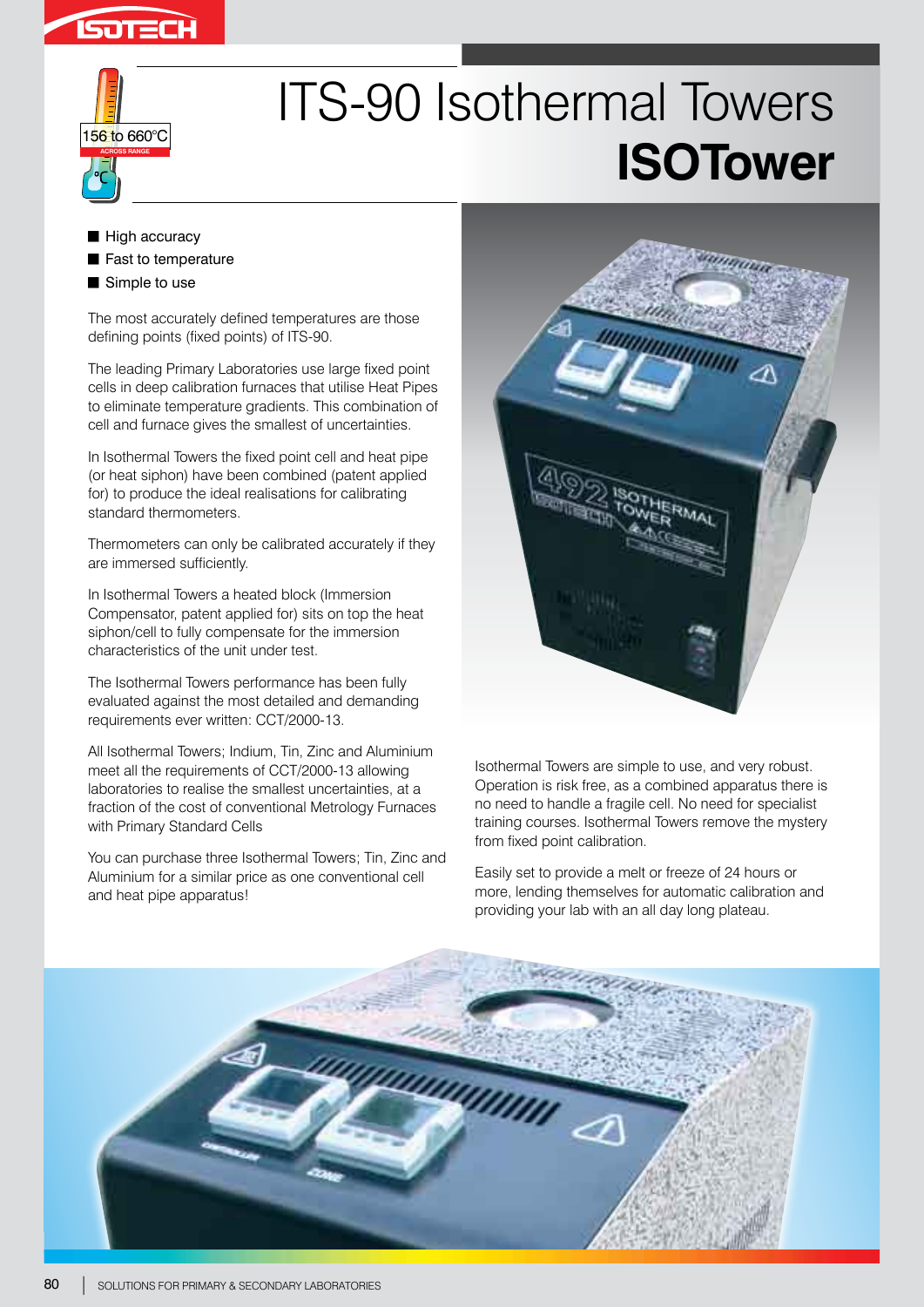156 to 660°C

ACROSS RANGE

# ITS-90 Isothermal Towers

## ISOTower

- High accuracy
- Fast to temperature
- Simple to use

The most accurately defined temperatures are those defining points (fixed points) of ITS-90.

The leading Primary Laboratories use large fixed point cells in deep calibration furnaces that utilise Heat Pipes to eliminate temperature gradients. This combination of cell and furnace gives the smallest of uncertainties.

In Isothermal Towers the fixed point cell and heat pipe (or heat siphon) have been combined (patent applied for) to produce the ideal realisations for calibrating standard thermometers.

Thermometers can only be calibrated accurately if they are immersed sufficiently.

In Isothermal Towers a heated block (Immersion Compensator, patent applied for) sits on top the heat siphon/cell to fully compensate for the immersion characteristics of the unit under test.

The Isothermal Towers performance has been fully evaluated against the most detailed and demanding requirements ever written: CCT/2000-13.

All Isothermal Towers; Indium, Tin, Zinc and Aluminium meet all the requirements of CCT/2000-13 allowing laboratories to realise the smallest uncertainties, at a fraction of the cost of conventional Metrology Furnaces with Primary Standard Cells

You can purchase three Isothermal Towers; Tin, Zinc and Aluminium for a similar price as one conventional cell and heat pipe apparatus!

Isothermal Towers are simple to use, and very robust. Operation is risk free, as a combined apparatus there is no need to handle a fragile cell. No need for specialist training courses. Isothermal Towers remove the mystery from fixed point calibration.

Easily set to provide a melt or freeze of 24 hours or more, lending themselves for automatic calibration and providing your lab with an all day long plateau.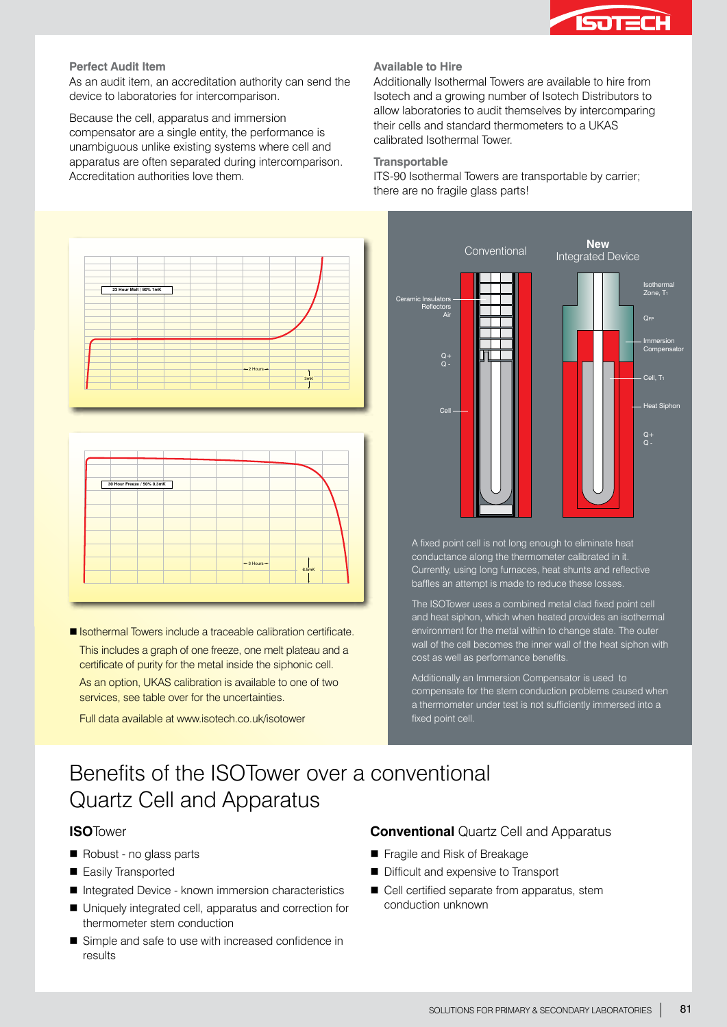### Perfect Audit Item

As an audit item, an accreditation authority can send the device to laboratories for intercomparison.

Because the cell, apparatus and immersion compensator are a single entity, the performance is unambiguous unlike existing systems where cell and apparatus are often separated during intercomparison. Accreditation authorities love them.

### Available to Hire

Additionally Isothermal Towers are available to hire from Isotech and a growing number of Isotech Distributors to allow laboratories to audit themselves by intercomparing their cells and standard thermometers to a UKAS calibrated Isothermal Tower.

### Transportable

ITS-90 Isothermal Towers are transportable by carrier; there are no fragile glass parts!

23 Hour Melt / 80% 1mK

30 Hour Freeze / 50% 0.3mK

- Isothermal Towers include a traceable calibration certificate.

  This includes a graph of one freeze, one melt plateau and a certificate of purity for the metal inside the siphonic cell.

  As an option, UKAS calibration is available to one of two services, see table over for the uncertainties.

  Full data available at www.isotech.co.uk/isotower

Conventional — New Integrated Device

A fixed point cell is not long enough to eliminate heat conductance along the thermometer calibrated in it. Currently, using long furnaces, heat shunts and reflective baffles an attempt is made to reduce these losses.

The ISOTower uses a combined metal clad fixed point cell and heat siphon, which when heated provides an isothermal environment for the metal within to change state. The outer wall of the cell becomes the inner wall of the heat siphon with cost as well as performance benefits.

Additionally an Immersion Compensator is used to compensate for the stem conduction problems caused when a thermometer under test is not sufficiently immersed into a fixed point cell.

# Benefits of the ISOTower over a conventional Quartz Cell and Apparatus

### **ISO**Tower

- Robust - no glass parts
- Easily Transported
- Integrated Device - known immersion characteristics
- Uniquely integrated cell, apparatus and correction for thermometer stem conduction
- Simple and safe to use with increased confidence in results

### **Conventional** Quartz Cell and Apparatus

- Fragile and Risk of Breakage
- Difficult and expensive to Transport
- Cell certified separate from apparatus, stem conduction unknown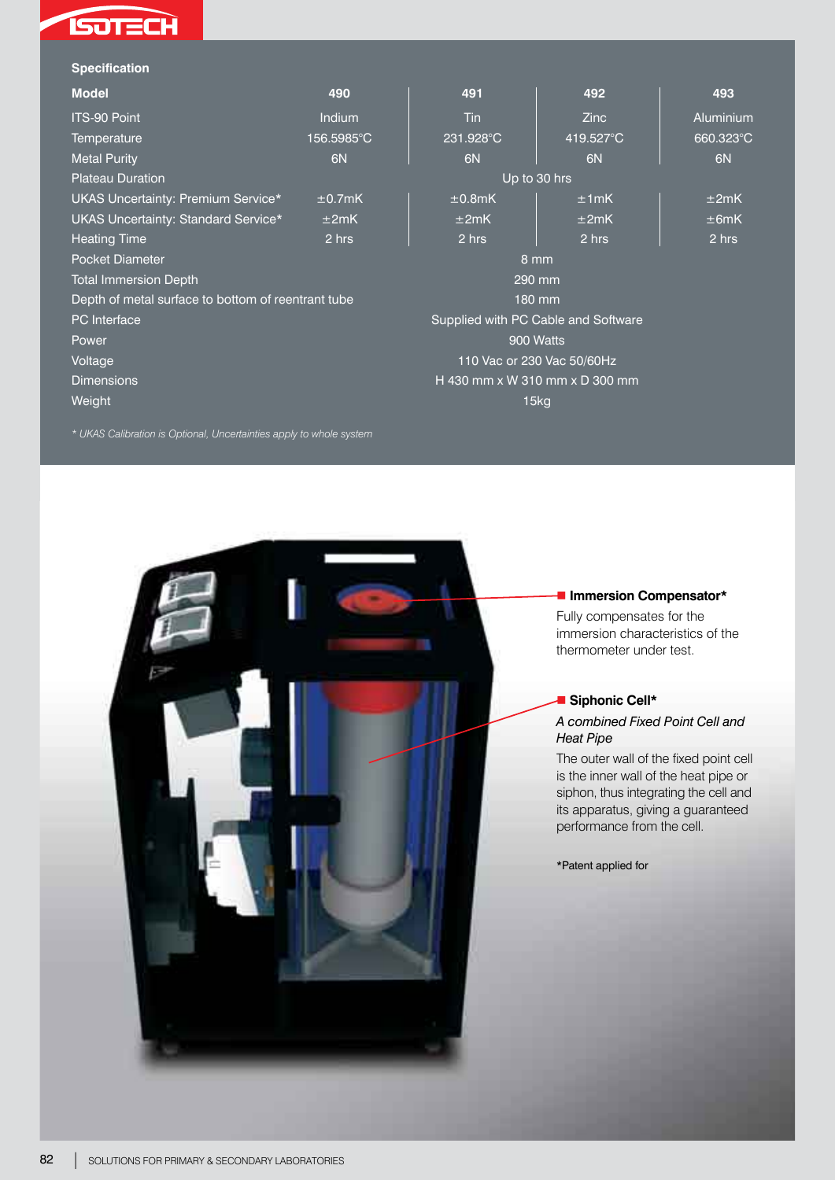## Specification

| Model | 490 | 491 | 492 | 493 |
|---|---|---|---|---|
| ITS-90 Point | Indium | Tin | Zinc | Aluminium |
| Temperature | 156.5985°C | 231.928°C | 419.527°C | 660.323°C |
| Metal Purity | 6N | 6N | 6N | 6N |
| Plateau Duration | Up to 30 hrs | | | |
| UKAS Uncertainty: Premium Service* | ±0.7mK | ±0.8mK | ±1mK | ±2mK |
| UKAS Uncertainty: Standard Service* | ±2mK | ±2mK | ±2mK | ±6mK |
| Heating Time | 2 hrs | 2 hrs | 2 hrs | 2 hrs |
| Pocket Diameter | 8 mm | | | |
| Total Immersion Depth | 290 mm | | | |
| Depth of metal surface to bottom of reentrant tube | 180 mm | | | |
| PC Interface | Supplied with PC Cable and Software | | | |
| Power | 900 Watts | | | |
| Voltage | 110 Vac or 230 Vac 50/60Hz | | | |
| Dimensions | H 430 mm x W 310 mm x D 300 mm | | | |
| Weight | 15kg | | | |

*\* UKAS Calibration is Optional, Uncertainties apply to whole system*

**Immersion Compensator***

Fully compensates for the immersion characteristics of the thermometer under test.

**Siphonic Cell***

*A combined Fixed Point Cell and Heat Pipe*

The outer wall of the fixed point cell is the inner wall of the heat pipe or siphon, thus integrating the cell and its apparatus, giving a guaranteed performance from the cell.

*Patent applied for